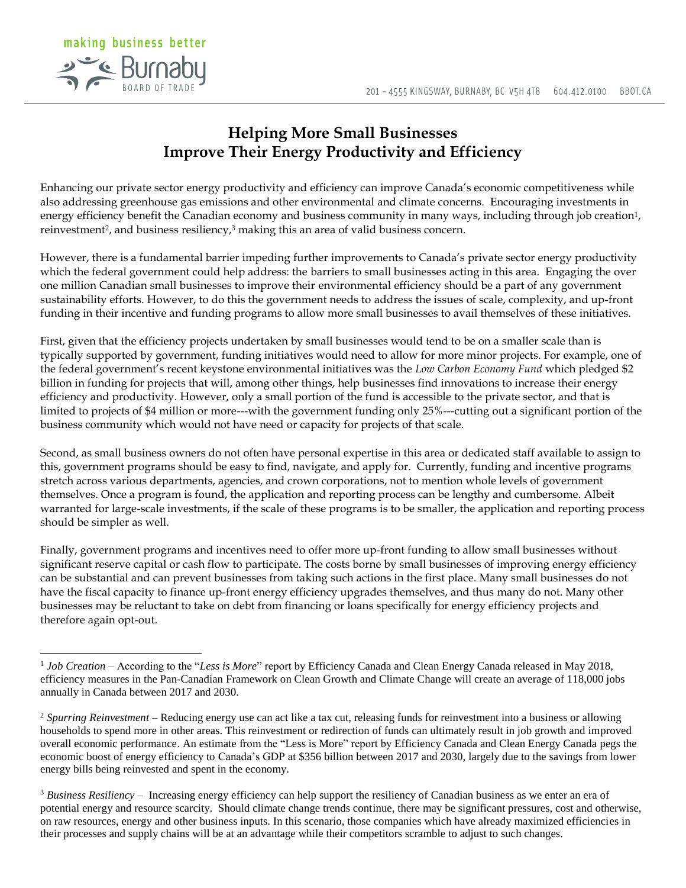# Helping More Small Businesses Improve Their Energy Productivity and Efficiency

Enhancing our private sector energy productivity and efficiency can improve Canada's economic competitiveness while also addressing greenhouse gas emissions and other environmental and climate concerns. Encouraging investments in energy efficiency benefit the Canadian economy and business community in many ways, including through job creation[1], reinvestment[2], and business resiliency,[3] making this an area of valid business concern.

However, there is a fundamental barrier impeding further improvements to Canada's private sector energy productivity which the federal government could help address: the barriers to small businesses acting in this area. Engaging the over one million Canadian small businesses to improve their environmental efficiency should be a part of any government sustainability efforts. However, to do this the government needs to address the issues of scale, complexity, and up-front funding in their incentive and funding programs to allow more small businesses to avail themselves of these initiatives.

First, given that the efficiency projects undertaken by small businesses would tend to be on a smaller scale than is typically supported by government, funding initiatives would need to allow for more minor projects. For example, one of the federal government's recent keystone environmental initiatives was the *Low Carbon Economy Fund* which pledged $2 billion in funding for projects that will, among other things, help businesses find innovations to increase their energy efficiency and productivity. However, only a small portion of the fund is accessible to the private sector, and that is limited to projects of $4 million or more---with the government funding only 25%---cutting out a significant portion of the business community which would not have need or capacity for projects of that scale.

Second, as small business owners do not often have personal expertise in this area or dedicated staff available to assign to this, government programs should be easy to find, navigate, and apply for. Currently, funding and incentive programs stretch across various departments, agencies, and crown corporations, not to mention whole levels of government themselves. Once a program is found, the application and reporting process can be lengthy and cumbersome. Albeit warranted for large-scale investments, if the scale of these programs is to be smaller, the application and reporting process should be simpler as well.

Finally, government programs and incentives need to offer more up-front funding to allow small businesses without significant reserve capital or cash flow to participate. The costs borne by small businesses of improving energy efficiency can be substantial and can prevent businesses from taking such actions in the first place. Many small businesses do not have the fiscal capacity to finance up-front energy efficiency upgrades themselves, and thus many do not. Many other businesses may be reluctant to take on debt from financing or loans specifically for energy efficiency projects and therefore again opt-out.

---

[1] *Job Creation* – According to the "*Less is More*" report by Efficiency Canada and Clean Energy Canada released in May 2018, efficiency measures in the Pan-Canadian Framework on Clean Growth and Climate Change will create an average of 118,000 jobs annually in Canada between 2017 and 2030.

[2] *Spurring Reinvestment* – Reducing energy use can act like a tax cut, releasing funds for reinvestment into a business or allowing households to spend more in other areas. This reinvestment or redirection of funds can ultimately result in job growth and improved overall economic performance. An estimate from the "Less is More" report by Efficiency Canada and Clean Energy Canada pegs the economic boost of energy efficiency to Canada's GDP at $356 billion between 2017 and 2030, largely due to the savings from lower energy bills being reinvested and spent in the economy.

[3] *Business Resiliency* – Increasing energy efficiency can help support the resiliency of Canadian business as we enter an era of potential energy and resource scarcity. Should climate change trends continue, there may be significant pressures, cost and otherwise, on raw resources, energy and other business inputs. In this scenario, those companies which have already maximized efficiencies in their processes and supply chains will be at an advantage while their competitors scramble to adjust to such changes.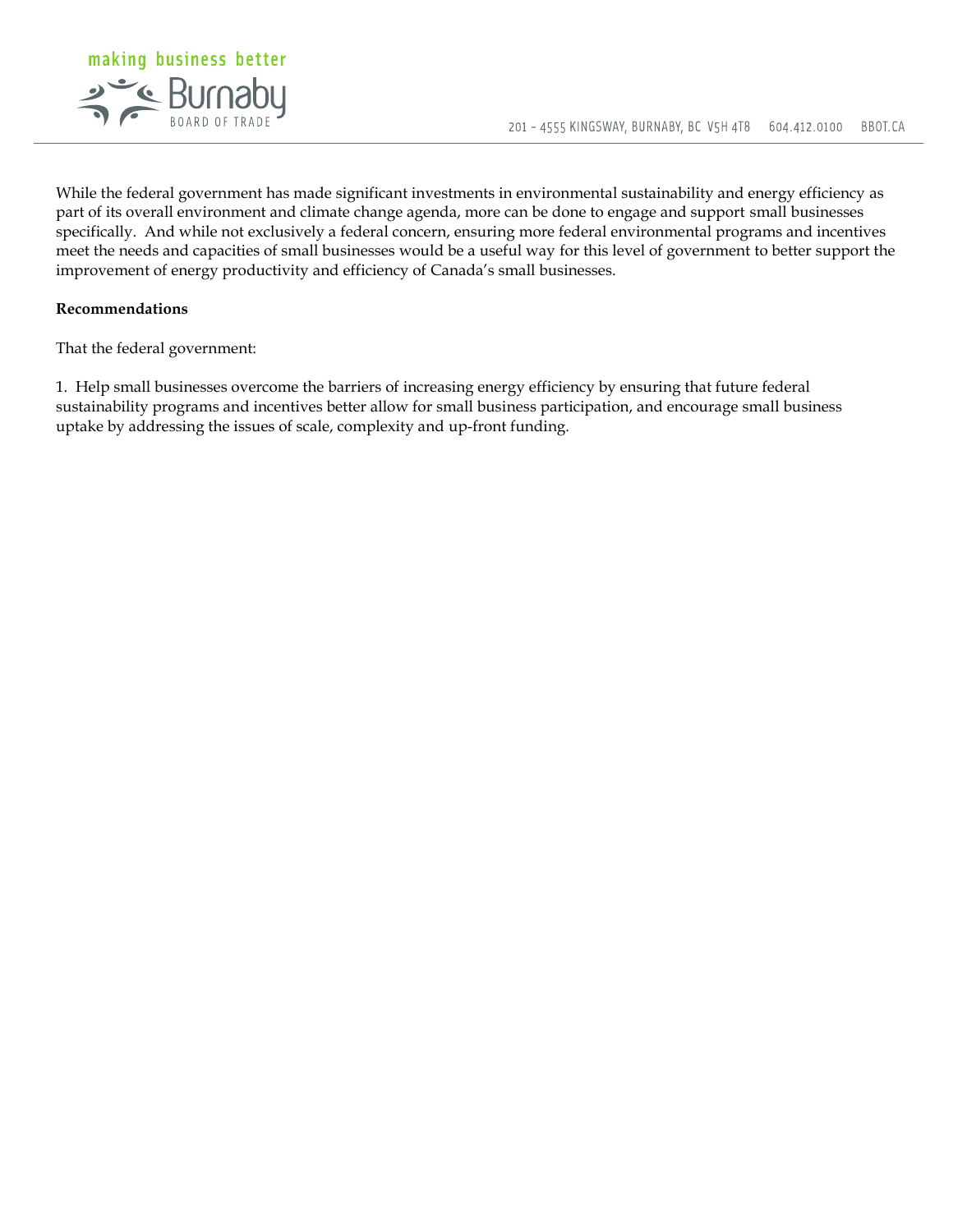While the federal government has made significant investments in environmental sustainability and energy efficiency as part of its overall environment and climate change agenda, more can be done to engage and support small businesses specifically. And while not exclusively a federal concern, ensuring more federal environmental programs and incentives meet the needs and capacities of small businesses would be a useful way for this level of government to better support the improvement of energy productivity and efficiency of Canada's small businesses.

**Recommendations**

That the federal government:

1. Help small businesses overcome the barriers of increasing energy efficiency by ensuring that future federal sustainability programs and incentives better allow for small business participation, and encourage small business uptake by addressing the issues of scale, complexity and up-front funding.